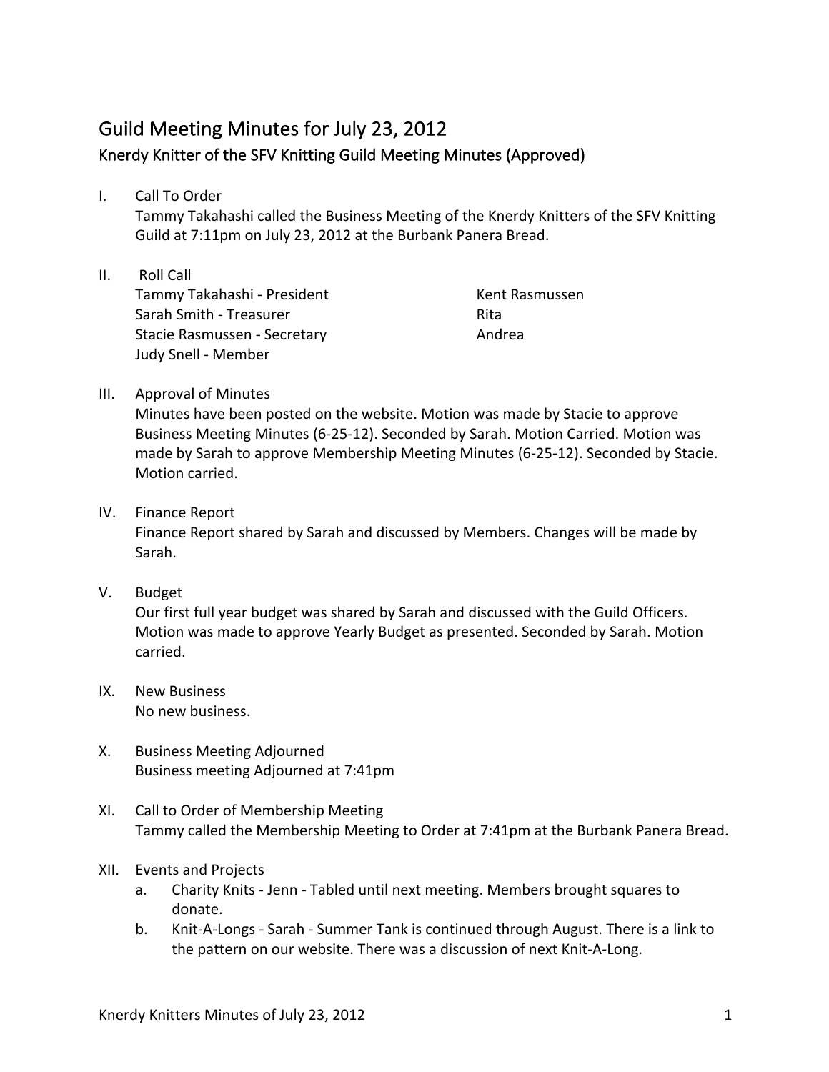# Guild Meeting Minutes for July 23, 2012

## Knerdy Knitter of the SFV Knitting Guild Meeting Minutes (Approved)

I. Call To Order
Tammy Takahashi called the Business Meeting of the Knerdy Knitters of the SFV Knitting Guild at 7:11pm on July 23, 2012 at the Burbank Panera Bread.

II. Roll Call
Tammy Takahashi - President
Sarah Smith - Treasurer
Stacie Rasmussen - Secretary
Judy Snell - Member
Kent Rasmussen
Rita
Andrea

III. Approval of Minutes
Minutes have been posted on the website. Motion was made by Stacie to approve Business Meeting Minutes (6-25-12). Seconded by Sarah. Motion Carried. Motion was made by Sarah to approve Membership Meeting Minutes (6-25-12). Seconded by Stacie. Motion carried.

IV. Finance Report
Finance Report shared by Sarah and discussed by Members. Changes will be made by Sarah.

V. Budget
Our first full year budget was shared by Sarah and discussed with the Guild Officers. Motion was made to approve Yearly Budget as presented. Seconded by Sarah. Motion carried.

IX. New Business
No new business.

X. Business Meeting Adjourned
Business meeting Adjourned at 7:41pm

XI. Call to Order of Membership Meeting
Tammy called the Membership Meeting to Order at 7:41pm at the Burbank Panera Bread.

XII. Events and Projects
   a. Charity Knits - Jenn - Tabled until next meeting. Members brought squares to donate.
   b. Knit-A-Longs - Sarah - Summer Tank is continued through August. There is a link to the pattern on our website. There was a discussion of next Knit-A-Long.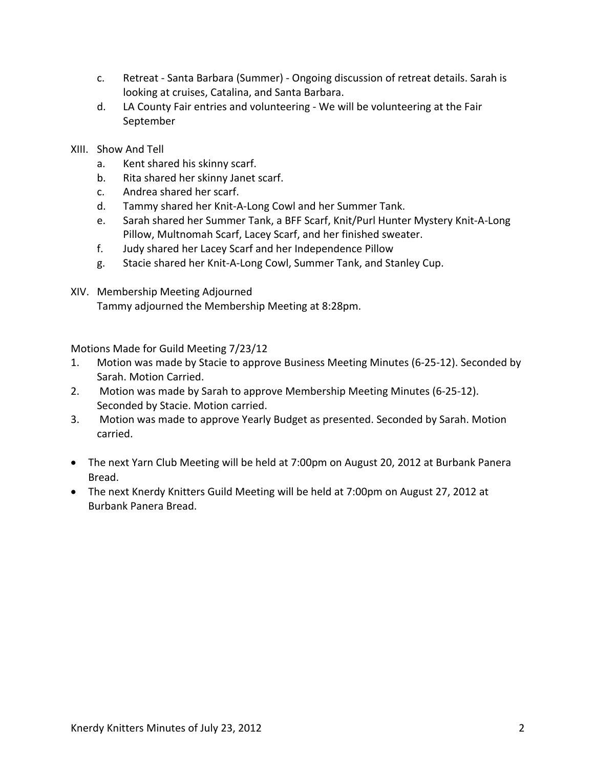c. Retreat - Santa Barbara (Summer) - Ongoing discussion of retreat details. Sarah is looking at cruises, Catalina, and Santa Barbara.
d. LA County Fair entries and volunteering - We will be volunteering at the Fair September

XIII. Show And Tell
  a. Kent shared his skinny scarf.
  b. Rita shared her skinny Janet scarf.
  c. Andrea shared her scarf.
  d. Tammy shared her Knit-A-Long Cowl and her Summer Tank.
  e. Sarah shared her Summer Tank, a BFF Scarf, Knit/Purl Hunter Mystery Knit-A-Long Pillow, Multnomah Scarf, Lacey Scarf, and her finished sweater.
  f. Judy shared her Lacey Scarf and her Independence Pillow
  g. Stacie shared her Knit-A-Long Cowl, Summer Tank, and Stanley Cup.

XIV. Membership Meeting Adjourned
  Tammy adjourned the Membership Meeting at 8:28pm.

Motions Made for Guild Meeting 7/23/12

1. Motion was made by Stacie to approve Business Meeting Minutes (6-25-12). Seconded by Sarah. Motion Carried.
2. Motion was made by Sarah to approve Membership Meeting Minutes (6-25-12). Seconded by Stacie. Motion carried.
3. Motion was made to approve Yearly Budget as presented. Seconded by Sarah. Motion carried.

- The next Yarn Club Meeting will be held at 7:00pm on August 20, 2012 at Burbank Panera Bread.
- The next Knerdy Knitters Guild Meeting will be held at 7:00pm on August 27, 2012 at Burbank Panera Bread.